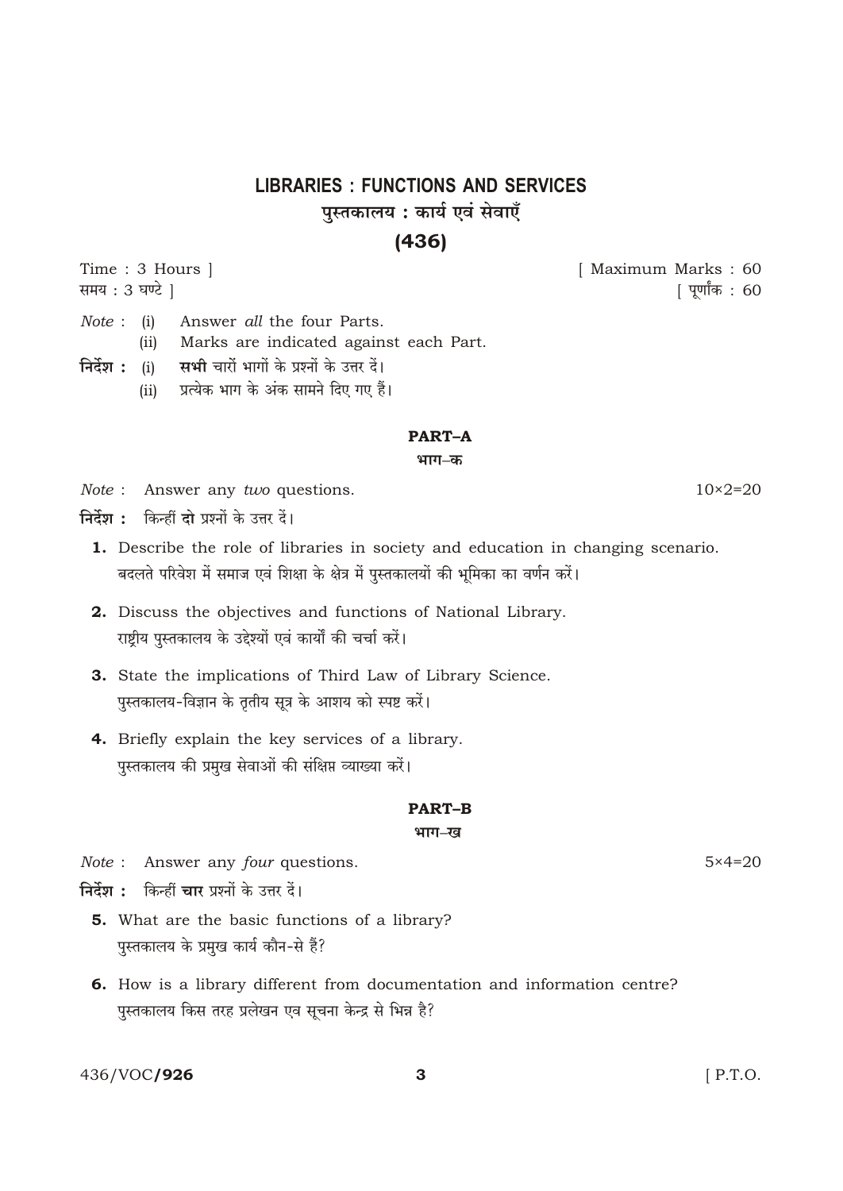# LIBRARIES : FUNCTIONS AND SERVICES

## पुस्तकालय : कार्य एवं सेवाएँ

## (436)

Time : 3 Hours ] [ Maximum Marks : 60

समय : 3 घण्टे ] [ पूर्णांक : 60

*Note* : (i) Answer *all* the four Parts.

(ii) Marks are indicated against each Part.

**निर्देश :** (i) **सभी** चारों भागों के प्रश्नों के उत्तर दें।

(ii) प्रत्येक भाग के अंक सामने दिए गए हैं।

### PART–A

### भाग–क

*Note* : Answer any *two* questions. 10×2=20

**निर्देश :** किन्हीं **दो** प्रश्नों के उत्तर दें।

**1.** Describe the role of libraries in society and education in changing scenario.
बदलते परिवेश में समाज एवं शिक्षा के क्षेत्र में पुस्तकालयों की भूमिका का वर्णन करें।

**2.** Discuss the objectives and functions of National Library.
राष्ट्रीय पुस्तकालय के उद्देश्यों एवं कार्यों की चर्चा करें।

**3.** State the implications of Third Law of Library Science.
पुस्तकालय-विज्ञान के तृतीय सूत्र के आशय को स्पष्ट करें।

**4.** Briefly explain the key services of a library.
पुस्तकालय की प्रमुख सेवाओं की संक्षिप्त व्याख्या करें।

### PART–B

### भाग–ख

*Note* : Answer any *four* questions. 5×4=20

**निर्देश :** किन्हीं **चार** प्रश्नों के उत्तर दें।

**5.** What are the basic functions of a library?
पुस्तकालय के प्रमुख कार्य कौन-से हैं?

**6.** How is a library different from documentation and information centre?
पुस्तकालय किस तरह प्रलेखन एव सूचना केन्द्र से भिन्न है?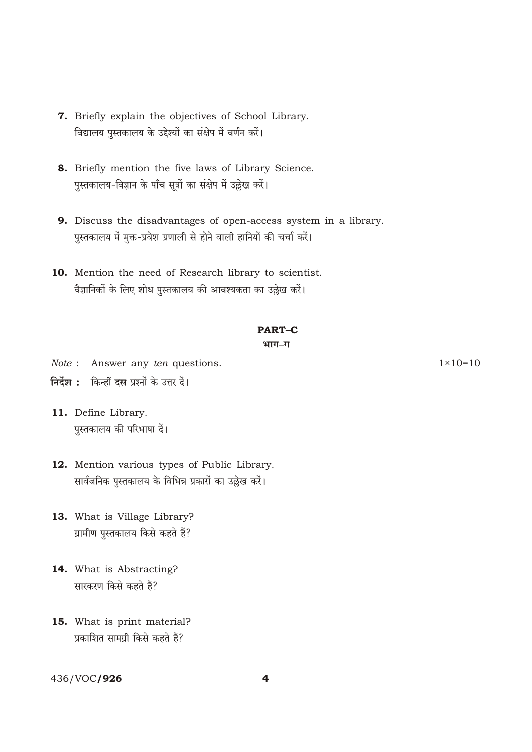**7.** Briefly explain the objectives of School Library.
विद्यालय पुस्तकालय के उद्देश्यों का संक्षेप में वर्णन करें।

**8.** Briefly mention the five laws of Library Science.
पुस्तकालय-विज्ञान के पाँच सूत्रों का संक्षेप में उल्लेख करें।

**9.** Discuss the disadvantages of open-access system in a library.
पुस्तकालय में मुक्त-प्रवेश प्रणाली से होने वाली हानियों की चर्चा करें।

**10.** Mention the need of Research library to scientist.
वैज्ञानिकों के लिए शोध पुस्तकालय की आवश्यकता का उल्लेख करें।

## PART–C

## भाग–ग

*Note* : Answer any *ten* questions. $1 \times 10 = 10$

**निर्देश :** किन्हीं **दस** प्रश्नों के उत्तर दें।

**11.** Define Library.
पुस्तकालय की परिभाषा दें।

**12.** Mention various types of Public Library.
सार्वजनिक पुस्तकालय के विभिन्न प्रकारों का उल्लेख करें।

**13.** What is Village Library?
ग्रामीण पुस्तकालय किसे कहते हैं?

**14.** What is Abstracting?
सारकरण किसे कहते हैं?

**15.** What is print material?
प्रकाशित सामग्री किसे कहते हैं?

436/VOC/**926**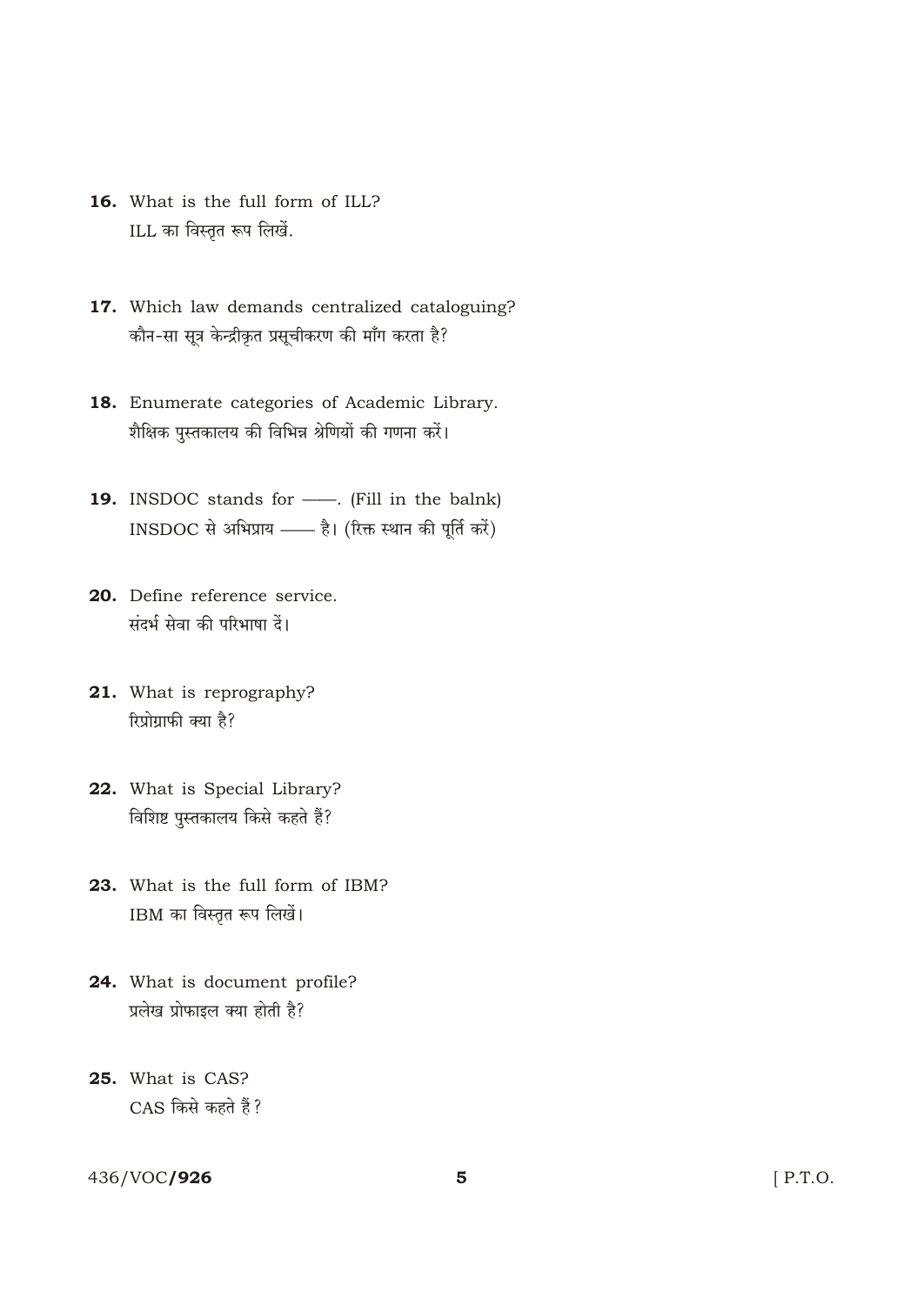**16.** What is the full form of ILL?
ILL का विस्तृत रूप लिखें.

**17.** Which law demands centralized cataloguing?
कौन-सा सूत्र केन्द्रीकृत प्रसूचीकरण की माँग करता है?

**18.** Enumerate categories of Academic Library.
शैक्षिक पुस्तकालय की विभिन्न श्रेणियों की गणना करें।

**19.** INSDOC stands for ——. (Fill in the balnk)
INSDOC से अभिप्राय —— है। (रिक्त स्थान की पूर्ति करें)

**20.** Define reference service.
संदर्भ सेवा की परिभाषा दें।

**21.** What is reprography?
रिप्रोग्राफी क्या है?

**22.** What is Special Library?
विशिष्ट पुस्तकालय किसे कहते हैं?

**23.** What is the full form of IBM?
IBM का विस्तृत रूप लिखें।

**24.** What is document profile?
प्रलेख प्रोफाइल क्या होती है?

**25.** What is CAS?
CAS किसे कहते हैं?

436/VOC/**926** [ P.T.O.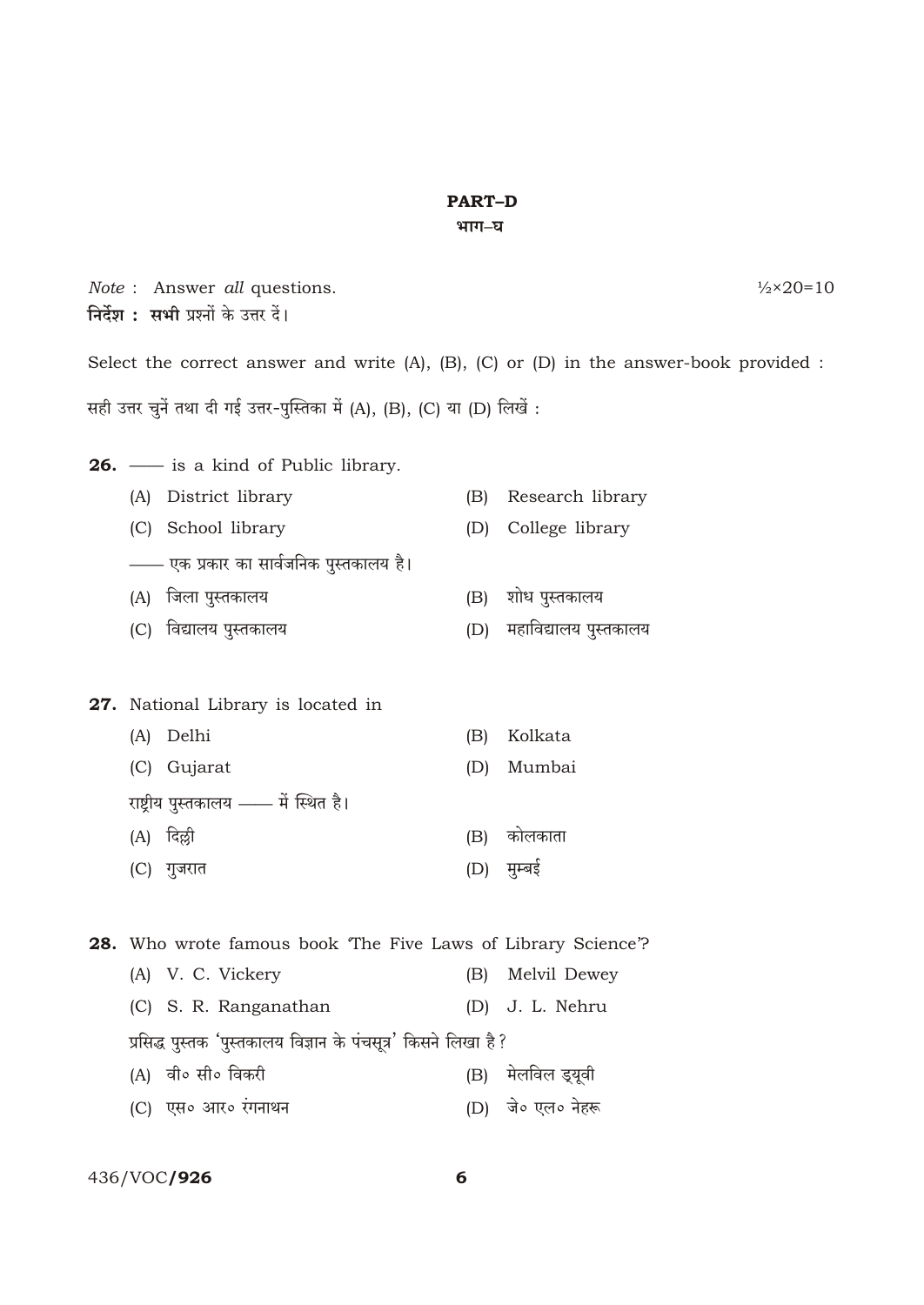## PART–D

## भाग–घ

*Note* : Answer *all* questions. ½×20=10

**निर्देश : सभी** प्रश्नों के उत्तर दें।

Select the correct answer and write (A), (B), (C) or (D) in the answer-book provided :

सही उत्तर चुनें तथा दी गई उत्तर-पुस्तिका में (A), (B), (C) या (D) लिखें :

**26.** —— is a kind of Public library.

(A) District library
(B) Research library
(C) School library
(D) College library

—— एक प्रकार का सार्वजनिक पुस्तकालय है।

(A) जिला पुस्तकालय
(B) शोध पुस्तकालय
(C) विद्यालय पुस्तकालय
(D) महाविद्यालय पुस्तकालय

**27.** National Library is located in

(A) Delhi
(B) Kolkata
(C) Gujarat
(D) Mumbai

राष्ट्रीय पुस्तकालय —— में स्थित है।

(A) दिल्ली
(B) कोलकाता
(C) गुजरात
(D) मुम्बई

**28.** Who wrote famous book 'The Five Laws of Library Science'?

(A) V. C. Vickery
(B) Melvil Dewey
(C) S. R. Ranganathan
(D) J. L. Nehru

प्रसिद्ध पुस्तक 'पुस्तकालय विज्ञान के पंचसूत्र' किसने लिखा है?

(A) वी॰ सी॰ विकरी
(B) मेलविल ड्यूवी
(C) एस॰ आर॰ रंगनाथन
(D) जे॰ एल॰ नेहरू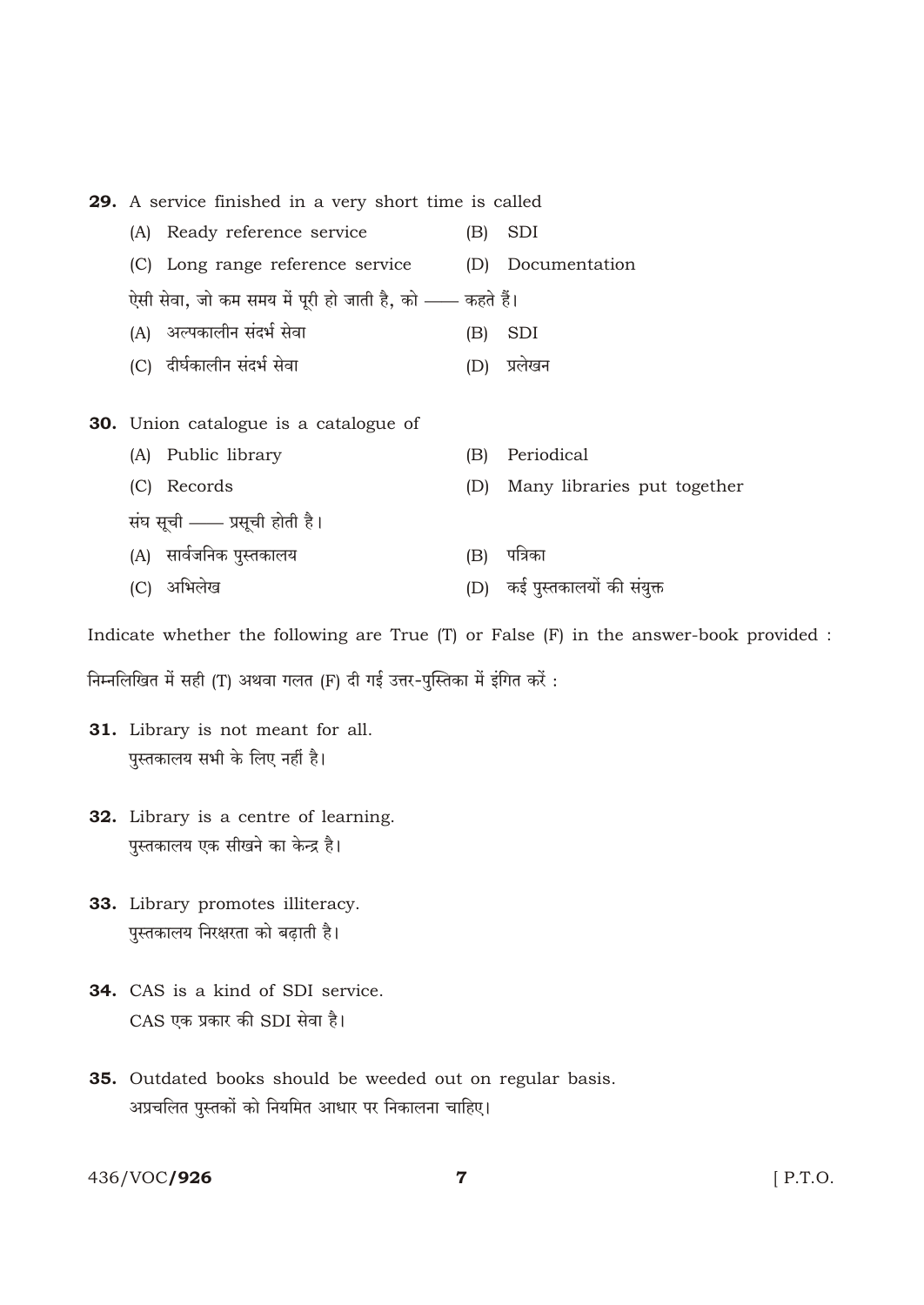29. A service finished in a very short time is called

(A) Ready reference service (B) SDI

(C) Long range reference service (D) Documentation

ऐसी सेवा, जो कम समय में पूरी हो जाती है, को —— कहते हैं।

(A) अल्पकालीन संदर्भ सेवा (B) SDI

(C) दीर्घकालीन संदर्भ सेवा (D) प्रलेखन

30. Union catalogue is a catalogue of

(A) Public library (B) Periodical

(C) Records (D) Many libraries put together

संघ सूची —— प्रसूची होती है।

(A) सार्वजनिक पुस्तकालय (B) पत्रिका

(C) अभिलेख (D) कई पुस्तकालयों की संयुक्त

Indicate whether the following are True (T) or False (F) in the answer-book provided :

निम्नलिखित में सही (T) अथवा गलत (F) दी गई उत्तर-पुस्तिका में इंगित करें :

31. Library is not meant for all.
पुस्तकालय सभी के लिए नहीं है।

32. Library is a centre of learning.
पुस्तकालय एक सीखने का केन्द्र है।

33. Library promotes illiteracy.
पुस्तकालय निरक्षरता को बढ़ाती है।

34. CAS is a kind of SDI service.
CAS एक प्रकार की SDI सेवा है।

35. Outdated books should be weeded out on regular basis.
अप्रचलित पुस्तकों को नियमित आधार पर निकालना चाहिए।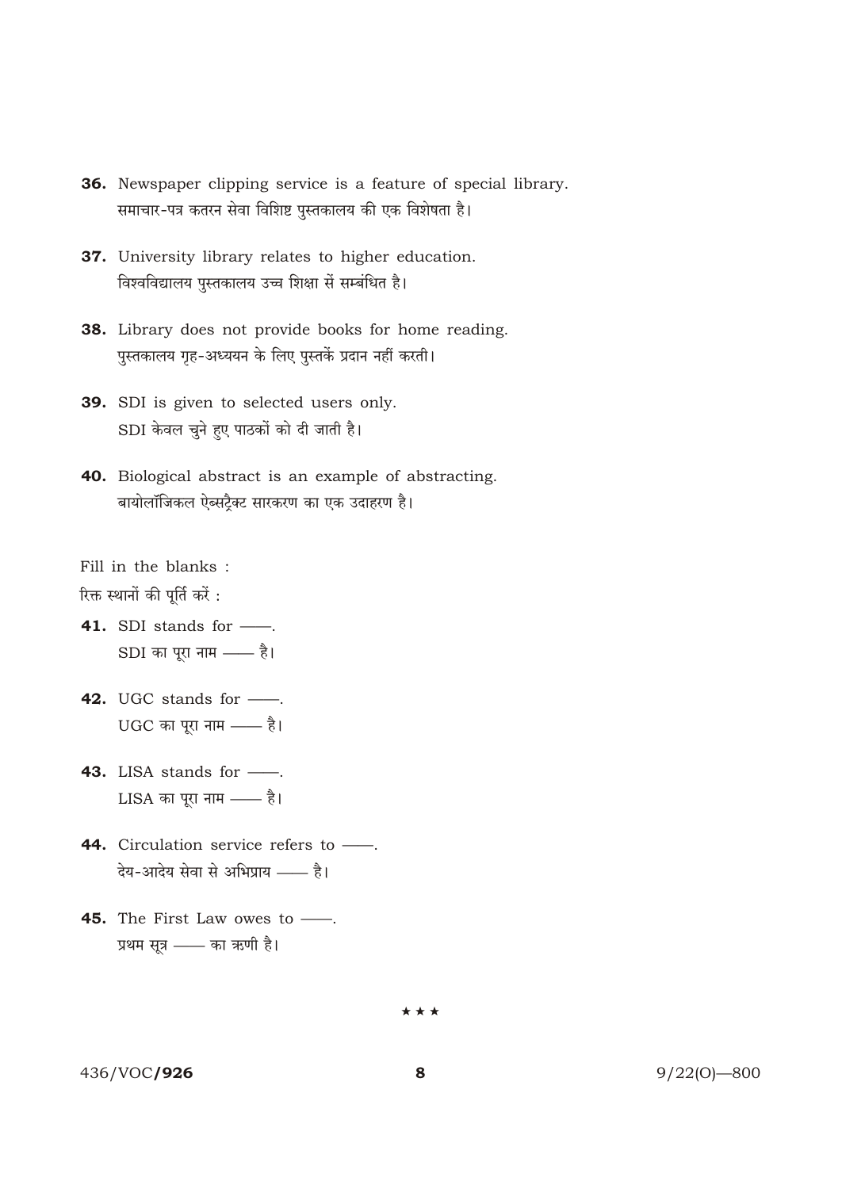**36.** Newspaper clipping service is a feature of special library.
समाचार-पत्र कतरन सेवा विशिष्ट पुस्तकालय की एक विशेषता है।

**37.** University library relates to higher education.
विश्वविद्यालय पुस्तकालय उच्च शिक्षा सें सम्बंधित है।

**38.** Library does not provide books for home reading.
पुस्तकालय गृह-अध्ययन के लिए पुस्तकें प्रदान नहीं करती।

**39.** SDI is given to selected users only.
SDI केवल चुने हुए पाठकों को दी जाती है।

**40.** Biological abstract is an example of abstracting.
बायोलॉजिकल ऐब्सट्रैक्ट सारकरण का एक उदाहरण है।

Fill in the blanks :
रिक्त स्थानों की पूर्ति करें :

**41.** SDI stands for ——.
SDI का पूरा नाम —— है।

**42.** UGC stands for ——.
UGC का पूरा नाम —— है।

**43.** LISA stands for ——.
LISA का पूरा नाम —— है।

**44.** Circulation service refers to ——.
देय-आदेय सेवा से अभिप्राय —— है।

**45.** The First Law owes to ——.
प्रथम सूत्र —— का ऋणी है।

★ ★ ★

436/VOC/**926**

9/22(O)—800